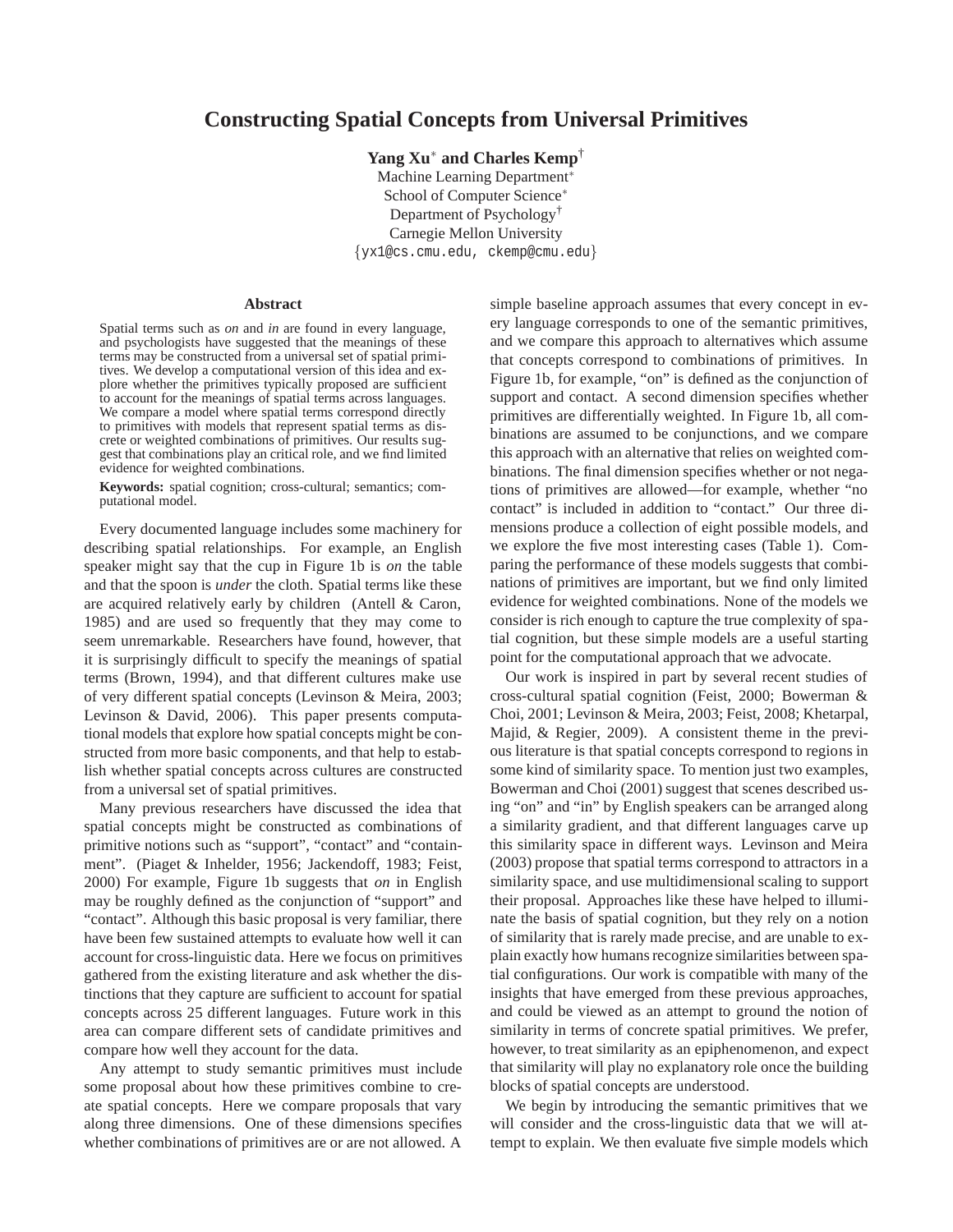# Constructing Spatial Concepts from Universal Primitives

**Yang Xu*** **and Charles Kemp**†

Machine Learning Department*
School of Computer Science*
Department of Psychology†
Carnegie Mellon University
{yx1@cs.cmu.edu, ckemp@cmu.edu}

## Abstract

Spatial terms such as *on* and *in* are found in every language, and psychologists have suggested that the meanings of these terms may be constructed from a universal set of spatial primitives. We develop a computational version of this idea and explore whether the primitives typically proposed are sufficient to account for the meanings of spatial terms across languages. We compare a model where spatial terms correspond directly to primitives with models that represent spatial terms as discrete or weighted combinations of primitives. Our results suggest that combinations play an critical role, and we find limited evidence for weighted combinations.

**Keywords:** spatial cognition; cross-cultural; semantics; computational model.

Every documented language includes some machinery for describing spatial relationships. For example, an English speaker might say that the cup in Figure 1b is *on* the table and that the spoon is *under* the cloth. Spatial terms like these are acquired relatively early by children (Antell & Caron, 1985) and are used so frequently that they may come to seem unremarkable. Researchers have found, however, that it is surprisingly difficult to specify the meanings of spatial terms (Brown, 1994), and that different cultures make use of very different spatial concepts (Levinson & Meira, 2003; Levinson & David, 2006). This paper presents computational models that explore how spatial concepts might be constructed from more basic components, and that help to establish whether spatial concepts across cultures are constructed from a universal set of spatial primitives.

Many previous researchers have discussed the idea that spatial concepts might be constructed as combinations of primitive notions such as "support", "contact" and "containment". (Piaget & Inhelder, 1956; Jackendoff, 1983; Feist, 2000) For example, Figure 1b suggests that *on* in English may be roughly defined as the conjunction of "support" and "contact". Although this basic proposal is very familiar, there have been few sustained attempts to evaluate how well it can account for cross-linguistic data. Here we focus on primitives gathered from the existing literature and ask whether the distinctions that they capture are sufficient to account for spatial concepts across 25 different languages. Future work in this area can compare different sets of candidate primitives and compare how well they account for the data.

Any attempt to study semantic primitives must include some proposal about how these primitives combine to create spatial concepts. Here we compare proposals that vary along three dimensions. One of these dimensions specifies whether combinations of primitives are or are not allowed. A simple baseline approach assumes that every concept in every language corresponds to one of the semantic primitives, and we compare this approach to alternatives which assume that concepts correspond to combinations of primitives. In Figure 1b, for example, "on" is defined as the conjunction of support and contact. A second dimension specifies whether primitives are differentially weighted. In Figure 1b, all combinations are assumed to be conjunctions, and we compare this approach with an alternative that relies on weighted combinations. The final dimension specifies whether or not negations of primitives are allowed—for example, whether "no contact" is included in addition to "contact." Our three dimensions produce a collection of eight possible models, and we explore the five most interesting cases (Table 1). Comparing the performance of these models suggests that combinations of primitives are important, but we find only limited evidence for weighted combinations. None of the models we consider is rich enough to capture the true complexity of spatial cognition, but these simple models are a useful starting point for the computational approach that we advocate.

Our work is inspired in part by several recent studies of cross-cultural spatial cognition (Feist, 2000; Bowerman & Choi, 2001; Levinson & Meira, 2003; Feist, 2008; Khetarpal, Majid, & Regier, 2009). A consistent theme in the previous literature is that spatial concepts correspond to regions in some kind of similarity space. To mention just two examples, Bowerman and Choi (2001) suggest that scenes described using "on" and "in" by English speakers can be arranged along a similarity gradient, and that different languages carve up this similarity space in different ways. Levinson and Meira (2003) propose that spatial terms correspond to attractors in a similarity space, and use multidimensional scaling to support their proposal. Approaches like these have helped to illuminate the basis of spatial cognition, but they rely on a notion of similarity that is rarely made precise, and are unable to explain exactly how humans recognize similarities between spatial configurations. Our work is compatible with many of the insights that have emerged from these previous approaches, and could be viewed as an attempt to ground the notion of similarity in terms of concrete spatial primitives. We prefer, however, to treat similarity as an epiphenomenon, and expect that similarity will play no explanatory role once the building blocks of spatial concepts are understood.

We begin by introducing the semantic primitives that we will consider and the cross-linguistic data that we will attempt to explain. We then evaluate five simple models which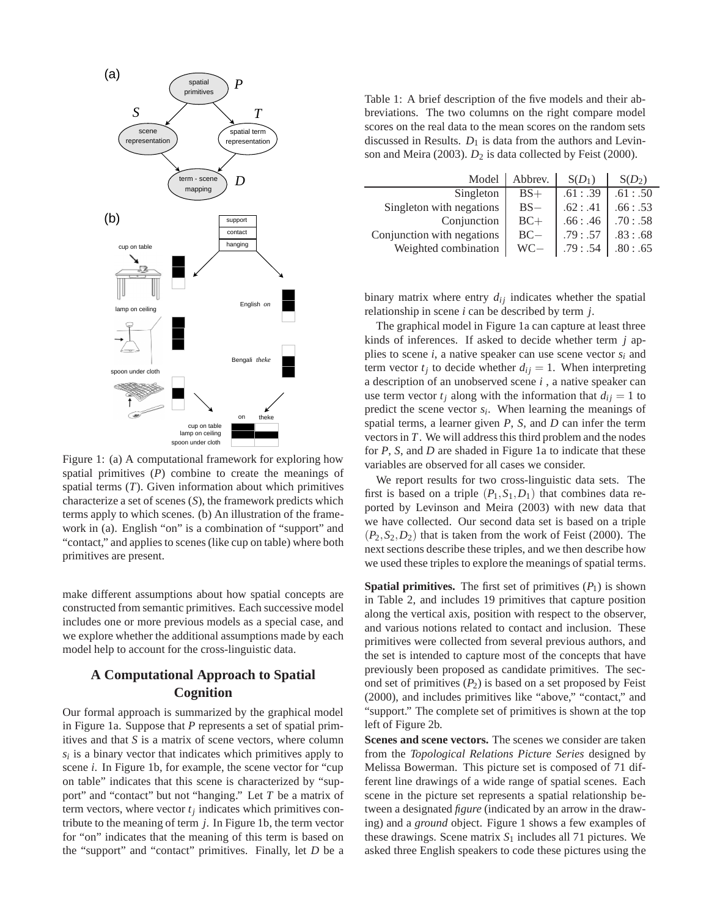Figure 1: (a) A computational framework for exploring how spatial primitives ($P$) combine to create the meanings of spatial terms ($T$). Given information about which primitives characterize a set of scenes ($S$), the framework predicts which terms apply to which scenes. (b) An illustration of the framework in (a). English "on" is a combination of "support" and "contact," and applies to scenes (like cup on table) where both primitives are present.

make different assumptions about how spatial concepts are constructed from semantic primitives. Each successive model includes one or more previous models as a special case, and we explore whether the additional assumptions made by each model help to account for the cross-linguistic data.

## A Computational Approach to Spatial Cognition

Our formal approach is summarized by the graphical model in Figure 1a. Suppose that $P$ represents a set of spatial primitives and that $S$ is a matrix of scene vectors, where column $s_i$ is a binary vector that indicates which primitives apply to scene $i$. In Figure 1b, for example, the scene vector for "cup on table" indicates that this scene is characterized by "support" and "contact" but not "hanging." Let $T$ be a matrix of term vectors, where vector $t_j$ indicates which primitives contribute to the meaning of term $j$. In Figure 1b, the term vector for "on" indicates that the meaning of this term is based on the "support" and "contact" primitives. Finally, let $D$ be a binary matrix where entry $d_{ij}$ indicates whether the spatial relationship in scene $i$ can be described by term $j$.

The graphical model in Figure 1a can capture at least three kinds of inferences. If asked to decide whether term $j$ applies to scene $i$, a native speaker can use scene vector $s_i$ and term vector $t_j$ to decide whether $d_{ij} = 1$. When interpreting a description of an unobserved scene $i$ , a native speaker can use term vector $t_j$ along with the information that $d_{ij} = 1$ to predict the scene vector $s_i$. When learning the meanings of spatial terms, a learner given $P$, $S$, and $D$ can infer the term vectors in $T$. We will address this third problem and the nodes for $P$, $S$, and $D$ are shaded in Figure 1a to indicate that these variables are observed for all cases we consider.

Table 1: A brief description of the five models and their abbreviations. The two columns on the right compare model scores on the real data to the mean scores on the random sets discussed in Results. $D_1$ is data from the authors and Levinson and Meira (2003). $D_2$ is data collected by Feist (2000).

| Model | Abbrev. | $S(D_1)$ | $S(D_2)$ |
|---|---|---|---|
| Singleton | BS+ | .61 : .39 | .61 : .50 |
| Singleton with negations | BS− | .62 : .41 | .66 : .53 |
| Conjunction | BC+ | .66 : .46 | .70 : .58 |
| Conjunction with negations | BC− | .79 : .57 | .83 : .68 |
| Weighted combination | WC− | .79 : .54 | .80 : .65 |

We report results for two cross-linguistic data sets. The first is based on a triple $(P_1, S_1, D_1)$ that combines data reported by Levinson and Meira (2003) with new data that we have collected. Our second data set is based on a triple $(P_2, S_2, D_2)$ that is taken from the work of Feist (2000). The next sections describe these triples, and we then describe how we used these triples to explore the meanings of spatial terms.

**Spatial primitives.** The first set of primitives ($P_1$) is shown in Table 2, and includes 19 primitives that capture position along the vertical axis, position with respect to the observer, and various notions related to contact and inclusion. These primitives were collected from several previous authors, and the set is intended to capture most of the concepts that have previously been proposed as candidate primitives. The second set of primitives ($P_2$) is based on a set proposed by Feist (2000), and includes primitives like "above," "contact," and "support." The complete set of primitives is shown at the top left of Figure 2b.

**Scenes and scene vectors.** The scenes we consider are taken from the *Topological Relations Picture Series* designed by Melissa Bowerman. This picture set is composed of 71 different line drawings of a wide range of spatial scenes. Each scene in the picture set represents a spatial relationship between a designated *figure* (indicated by an arrow in the drawing) and a *ground* object. Figure 1 shows a few examples of these drawings. Scene matrix $S_1$ includes all 71 pictures. We asked three English speakers to code these pictures using the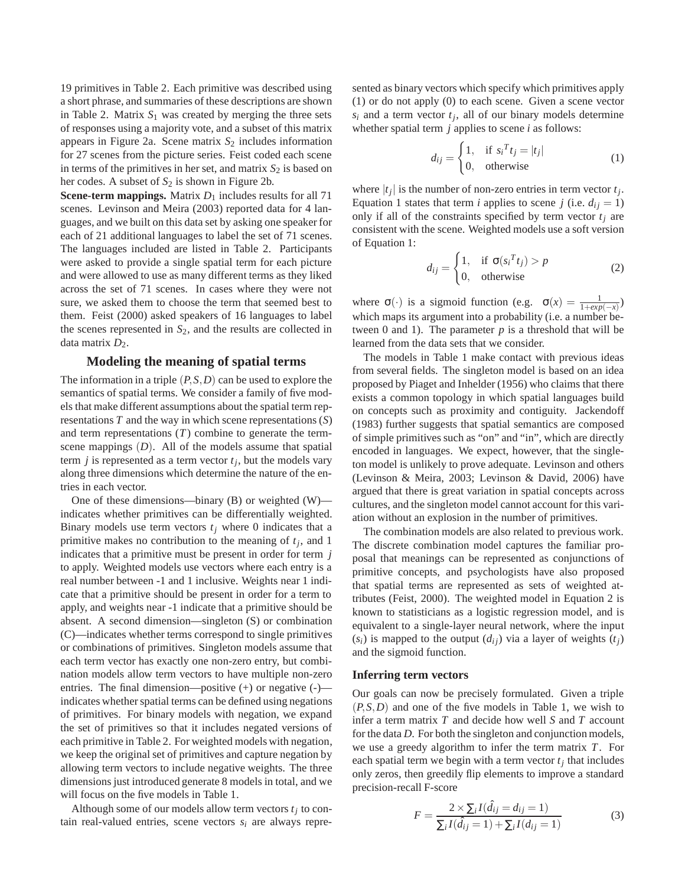19 primitives in Table 2. Each primitive was described using a short phrase, and summaries of these descriptions are shown in Table 2. Matrix $S_1$ was created by merging the three sets of responses using a majority vote, and a subset of this matrix appears in Figure 2a. Scene matrix $S_2$ includes information for 27 scenes from the picture series. Feist coded each scene in terms of the primitives in her set, and matrix $S_2$ is based on her codes. A subset of $S_2$ is shown in Figure 2b.

**Scene-term mappings.** Matrix $D_1$ includes results for all 71 scenes. Levinson and Meira (2003) reported data for 4 languages, and we built on this data set by asking one speaker for each of 21 additional languages to label the set of 71 scenes. The languages included are listed in Table 2. Participants were asked to provide a single spatial term for each picture and were allowed to use as many different terms as they liked across the set of 71 scenes. In cases where they were not sure, we asked them to choose the term that seemed best to them. Feist (2000) asked speakers of 16 languages to label the scenes represented in $S_2$, and the results are collected in data matrix $D_2$.

## Modeling the meaning of spatial terms

The information in a triple $(P,S,D)$ can be used to explore the semantics of spatial terms. We consider a family of five models that make different assumptions about the spatial term representations $T$ and the way in which scene representations ($S$) and term representations ($T$) combine to generate the term-scene mappings ($D$). All of the models assume that spatial term $j$ is represented as a term vector $t_j$, but the models vary along three dimensions which determine the nature of the entries in each vector.

One of these dimensions—binary (B) or weighted (W)—indicates whether primitives can be differentially weighted. Binary models use term vectors $t_j$ where 0 indicates that a primitive makes no contribution to the meaning of $t_j$, and 1 indicates that a primitive must be present in order for term $j$ to apply. Weighted models use vectors where each entry is a real number between -1 and 1 inclusive. Weights near 1 indicate that a primitive should be present in order for a term to apply, and weights near -1 indicate that a primitive should be absent. A second dimension—singleton (S) or combination (C)—indicates whether terms correspond to single primitives or combinations of primitives. Singleton models assume that each term vector has exactly one non-zero entry, but combination models allow term vectors to have multiple non-zero entries. The final dimension—positive (+) or negative (-)—indicates whether spatial terms can be defined using negations of primitives. For binary models with negation, we expand the set of primitives so that it includes negated versions of each primitive in Table 2. For weighted models with negation, we keep the original set of primitives and capture negation by allowing term vectors to include negative weights. The three dimensions just introduced generate 8 models in total, and we will focus on the five models in Table 1.

Although some of our models allow term vectors $t_j$ to contain real-valued entries, scene vectors $s_i$ are always represented as binary vectors which specify which primitives apply (1) or do not apply (0) to each scene. Given a scene vector $s_i$ and a term vector $t_j$, all of our binary models determine whether spatial term $j$ applies to scene $i$ as follows:

$$d_{ij} = \begin{cases} 1, & \text{if } {s_i}^T t_j = |t_j| \\ 0, & \text{otherwise} \end{cases} \tag{1}$$

where $|t_j|$ is the number of non-zero entries in term vector $t_j$. Equation 1 states that term $i$ applies to scene $j$ (i.e. $d_{ij} = 1$) only if all of the constraints specified by term vector $t_j$ are consistent with the scene. Weighted models use a soft version of Equation 1:

$$d_{ij} = \begin{cases} 1, & \text{if } \sigma({s_i}^T t_j) > p \\ 0, & \text{otherwise} \end{cases} \tag{2}$$

where $\sigma(\cdot)$ is a sigmoid function (e.g. $\sigma(x) = \frac{1}{1+exp(-x)}$) which maps its argument into a probability (i.e. a number between 0 and 1). The parameter $p$ is a threshold that will be learned from the data sets that we consider.

The models in Table 1 make contact with previous ideas from several fields. The singleton model is based on an idea proposed by Piaget and Inhelder (1956) who claims that there exists a common topology in which spatial languages build on concepts such as proximity and contiguity. Jackendoff (1983) further suggests that spatial semantics are composed of simple primitives such as "on" and "in", which are directly encoded in languages. We expect, however, that the singleton model is unlikely to prove adequate. Levinson and others (Levinson & Meira, 2003; Levinson & David, 2006) have argued that there is great variation in spatial concepts across cultures, and the singleton model cannot account for this variation without an explosion in the number of primitives.

The combination models are also related to previous work. The discrete combination model captures the familiar proposal that meanings can be represented as conjunctions of primitive concepts, and psychologists have also proposed that spatial terms are represented as sets of weighted attributes (Feist, 2000). The weighted model in Equation 2 is known to statisticians as a logistic regression model, and is equivalent to a single-layer neural network, where the input ($s_i$) is mapped to the output ($d_{ij}$) via a layer of weights ($t_j$) and the sigmoid function.

### Inferring term vectors

Our goals can now be precisely formulated. Given a triple $(P,S,D)$ and one of the five models in Table 1, we wish to infer a term matrix $T$ and decide how well $S$ and $T$ account for the data $D$. For both the singleton and conjunction models, we use a greedy algorithm to infer the term matrix $T$. For each spatial term we begin with a term vector $t_j$ that includes only zeros, then greedily flip elements to improve a standard precision-recall F-score

$$F = \frac{2 \times \sum_i I(\hat{d}_{ij} = d_{ij} = 1)}{\sum_i I(\hat{d}_{ij} = 1) + \sum_i I(d_{ij} = 1)} \tag{3}$$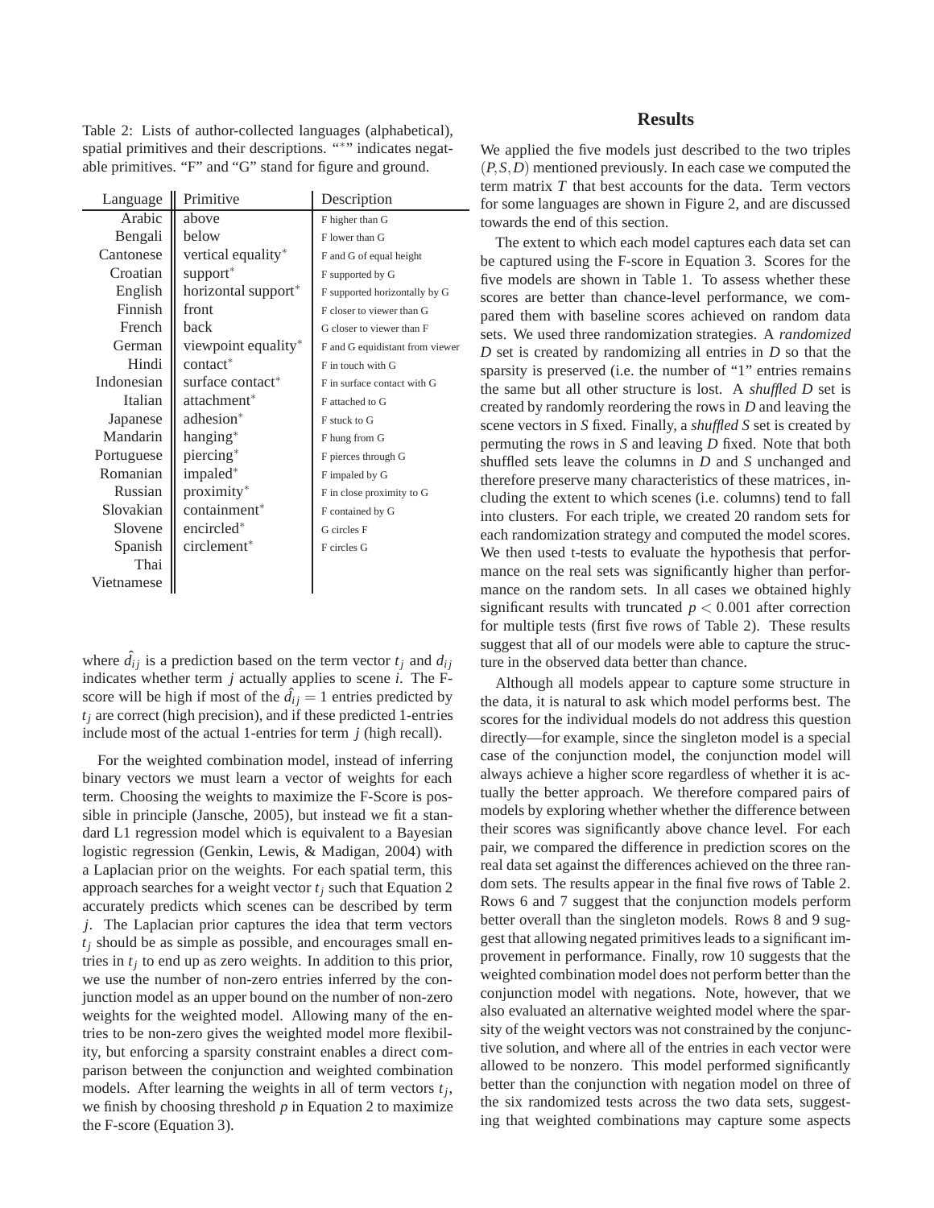Table 2: Lists of author-collected languages (alphabetical), spatial primitives and their descriptions. "*" indicates negatable primitives. "F" and "G" stand for figure and ground.

| Language | Primitive | Description |
|---|---|---|
| Arabic | above | F higher than G |
| Bengali | below | F lower than G |
| Cantonese | vertical equality* | F and G of equal height |
| Croatian | support* | F supported by G |
| English | horizontal support* | F supported horizontally by G |
| Finnish | front | F closer to viewer than G |
| French | back | G closer to viewer than F |
| German | viewpoint equality* | F and G equidistant from viewer |
| Hindi | contact* | F in touch with G |
| Indonesian | surface contact* | F in surface contact with G |
| Italian | attachment* | F attached to G |
| Japanese | adhesion* | F stuck to G |
| Mandarin | hanging* | F hung from G |
| Portuguese | piercing* | F pierces through G |
| Romanian | impaled* | F impaled by G |
| Russian | proximity* | F in close proximity to G |
| Slovakian | containment* | F contained by G |
| Slovene | encircled* | G circles F |
| Spanish | circlement* | F circles G |
| Thai | | |
| Vietnamese | | |

where $\hat{d}_{ij}$ is a prediction based on the term vector $t_j$ and $d_{ij}$ indicates whether term $j$ actually applies to scene $i$. The F-score will be high if most of the $\hat{d}_{ij} = 1$ entries predicted by $t_j$ are correct (high precision), and if these predicted 1-entries include most of the actual 1-entries for term $j$ (high recall).

For the weighted combination model, instead of inferring binary vectors we must learn a vector of weights for each term. Choosing the weights to maximize the F-Score is possible in principle (Jansche, 2005), but instead we fit a standard L1 regression model which is equivalent to a Bayesian logistic regression (Genkin, Lewis, & Madigan, 2004) with a Laplacian prior on the weights. For each spatial term, this approach searches for a weight vector $t_j$ such that Equation 2 accurately predicts which scenes can be described by term $j$. The Laplacian prior captures the idea that term vectors $t_j$ should be as simple as possible, and encourages small entries in $t_j$ to end up as zero weights. In addition to this prior, we use the number of non-zero entries inferred by the conjunction model as an upper bound on the number of non-zero weights for the weighted model. Allowing many of the entries to be non-zero gives the weighted model more flexibility, but enforcing a sparsity constraint enables a direct comparison between the conjunction and weighted combination models. After learning the weights in all of term vectors $t_j$, we finish by choosing threshold $p$ in Equation 2 to maximize the F-score (Equation 3).

## Results

We applied the five models just described to the two triples $(P, S, D)$ mentioned previously. In each case we computed the term matrix $T$ that best accounts for the data. Term vectors for some languages are shown in Figure 2, and are discussed towards the end of this section.

The extent to which each model captures each data set can be captured using the F-score in Equation 3. Scores for the five models are shown in Table 1. To assess whether these scores are better than chance-level performance, we compared them with baseline scores achieved on random data sets. We used three randomization strategies. A *randomized D* set is created by randomizing all entries in $D$ so that the sparsity is preserved (i.e. the number of "1" entries remains the same but all other structure is lost. A *shuffled D* set is created by randomly reordering the rows in $D$ and leaving the scene vectors in $S$ fixed. Finally, a *shuffled S* set is created by permuting the rows in $S$ and leaving $D$ fixed. Note that both shuffled sets leave the columns in $D$ and $S$ unchanged and therefore preserve many characteristics of these matrices, including the extent to which scenes (i.e. columns) tend to fall into clusters. For each triple, we created 20 random sets for each randomization strategy and computed the model scores. We then used t-tests to evaluate the hypothesis that performance on the real sets was significantly higher than performance on the random sets. In all cases we obtained highly significant results with truncated $p < 0.001$ after correction for multiple tests (first five rows of Table 2). These results suggest that all of our models were able to capture the structure in the observed data better than chance.

Although all models appear to capture some structure in the data, it is natural to ask which model performs best. The scores for the individual models do not address this question directly—for example, since the singleton model is a special case of the conjunction model, the conjunction model will always achieve a higher score regardless of whether it is actually the better approach. We therefore compared pairs of models by exploring whether whether the difference between their scores was significantly above chance level. For each pair, we compared the difference in prediction scores on the real data set against the differences achieved on the three random sets. The results appear in the final five rows of Table 2. Rows 6 and 7 suggest that the conjunction models perform better overall than the singleton models. Rows 8 and 9 suggest that allowing negated primitives leads to a significant improvement in performance. Finally, row 10 suggests that the weighted combination model does not perform better than the conjunction model with negations. Note, however, that we also evaluated an alternative weighted model where the sparsity of the weight vectors was not constrained by the conjunctive solution, and where all of the entries in each vector were allowed to be nonzero. This model performed significantly better than the conjunction with negation model on three of the six randomized tests across the two data sets, suggesting that weighted combinations may capture some aspects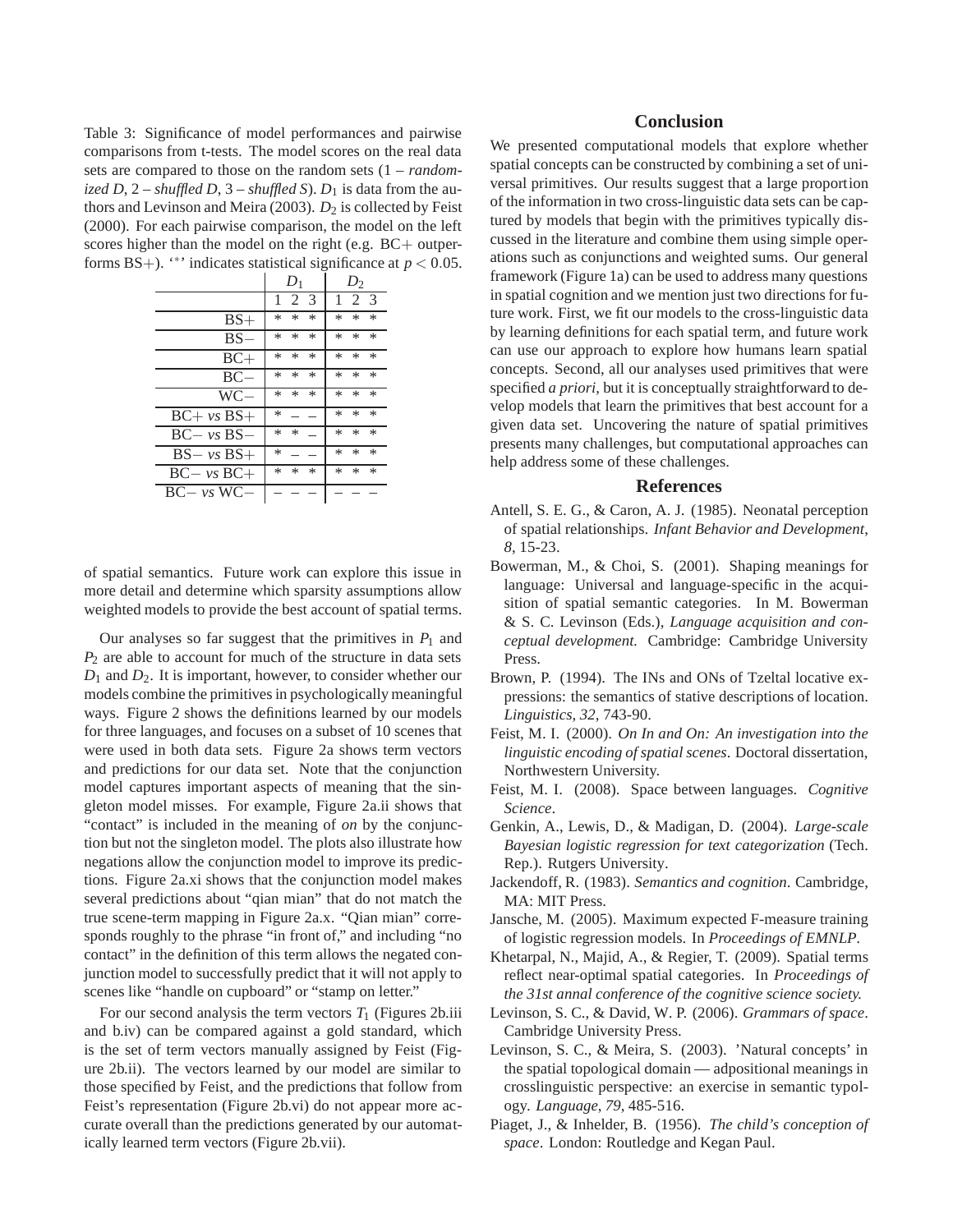Table 3: Significance of model performances and pairwise comparisons from t-tests. The model scores on the real data sets are compared to those on the random sets (1 – *randomized D*, 2 – *shuffled D*, 3 – *shuffled S*). $D_1$ is data from the authors and Levinson and Meira (2003). $D_2$ is collected by Feist (2000). For each pairwise comparison, the model on the left scores higher than the model on the right (e.g. BC+ outperforms BS+). '*' indicates statistical significance at $p < 0.05$.

| | $D_1$ | | | $D_2$ | | |
|---|---|---|---|---|---|---|
| | 1 | 2 | 3 | 1 | 2 | 3 |
| BS+ | * | * | * | * | * | * |
| BS− | * | * | * | * | * | * |
| BC+ | * | * | * | * | * | * |
| BC− | * | * | * | * | * | * |
| WC− | * | * | * | * | * | * |
| BC+ *vs* BS+ | * | – | – | * | * | * |
| BC− *vs* BS− | * | * | – | * | * | * |
| BS− *vs* BS+ | * | – | – | * | * | * |
| BC− *vs* BC+ | * | * | * | * | * | * |
| BC− *vs* WC− | – | – | – | – | – | – |

of spatial semantics. Future work can explore this issue in more detail and determine which sparsity assumptions allow weighted models to provide the best account of spatial terms.

Our analyses so far suggest that the primitives in $P_1$ and $P_2$ are able to account for much of the structure in data sets $D_1$ and $D_2$. It is important, however, to consider whether our models combine the primitives in psychologically meaningful ways. Figure 2 shows the definitions learned by our models for three languages, and focuses on a subset of 10 scenes that were used in both data sets. Figure 2a shows term vectors and predictions for our data set. Note that the conjunction model captures important aspects of meaning that the singleton model misses. For example, Figure 2a.ii shows that "contact" is included in the meaning of *on* by the conjunction but not the singleton model. The plots also illustrate how negations allow the conjunction model to improve its predictions. Figure 2a.xi shows that the conjunction model makes several predictions about "qian mian" that do not match the true scene-term mapping in Figure 2a.x. "Qian mian" corresponds roughly to the phrase "in front of," and including "no contact" in the definition of this term allows the negated conjunction model to successfully predict that it will not apply to scenes like "handle on cupboard" or "stamp on letter."

For our second analysis the term vectors $T_1$ (Figures 2b.iii and b.iv) can be compared against a gold standard, which is the set of term vectors manually assigned by Feist (Figure 2b.ii). The vectors learned by our model are similar to those specified by Feist, and the predictions that follow from Feist's representation (Figure 2b.vi) do not appear more accurate overall than the predictions generated by our automatically learned term vectors (Figure 2b.vii).

## Conclusion

We presented computational models that explore whether spatial concepts can be constructed by combining a set of universal primitives. Our results suggest that a large proportion of the information in two cross-linguistic data sets can be captured by models that begin with the primitives typically discussed in the literature and combine them using simple operations such as conjunctions and weighted sums. Our general framework (Figure 1a) can be used to address many questions in spatial cognition and we mention just two directions for future work. First, we fit our models to the cross-linguistic data by learning definitions for each spatial term, and future work can use our approach to explore how humans learn spatial concepts. Second, all our analyses used primitives that were specified *a priori*, but it is conceptually straightforward to develop models that learn the primitives that best account for a given data set. Uncovering the nature of spatial primitives presents many challenges, but computational approaches can help address some of these challenges.

## References

Antell, S. E. G., & Caron, A. J. (1985). Neonatal perception of spatial relationships. *Infant Behavior and Development*, *8*, 15-23.

Bowerman, M., & Choi, S. (2001). Shaping meanings for language: Universal and language-specific in the acquisition of spatial semantic categories. In M. Bowerman & S. C. Levinson (Eds.), *Language acquisition and conceptual development.* Cambridge: Cambridge University Press.

Brown, P. (1994). The INs and ONs of Tzeltal locative expressions: the semantics of stative descriptions of location. *Linguistics*, *32*, 743-90.

Feist, M. I. (2000). *On In and On: An investigation into the linguistic encoding of spatial scenes*. Doctoral dissertation, Northwestern University.

Feist, M. I. (2008). Space between languages. *Cognitive Science*.

Genkin, A., Lewis, D., & Madigan, D. (2004). *Large-scale Bayesian logistic regression for text categorization* (Tech. Rep.). Rutgers University.

Jackendoff, R. (1983). *Semantics and cognition*. Cambridge, MA: MIT Press.

Jansche, M. (2005). Maximum expected F-measure training of logistic regression models. In *Proceedings of EMNLP*.

Khetarpal, N., Majid, A., & Regier, T. (2009). Spatial terms reflect near-optimal spatial categories. In *Proceedings of the 31st annal conference of the cognitive science society.*

Levinson, S. C., & David, W. P. (2006). *Grammars of space*. Cambridge University Press.

Levinson, S. C., & Meira, S. (2003). 'Natural concepts' in the spatial topological domain — adpositional meanings in crosslinguistic perspective: an exercise in semantic typology. *Language*, *79*, 485-516.

Piaget, J., & Inhelder, B. (1956). *The child's conception of space*. London: Routledge and Kegan Paul.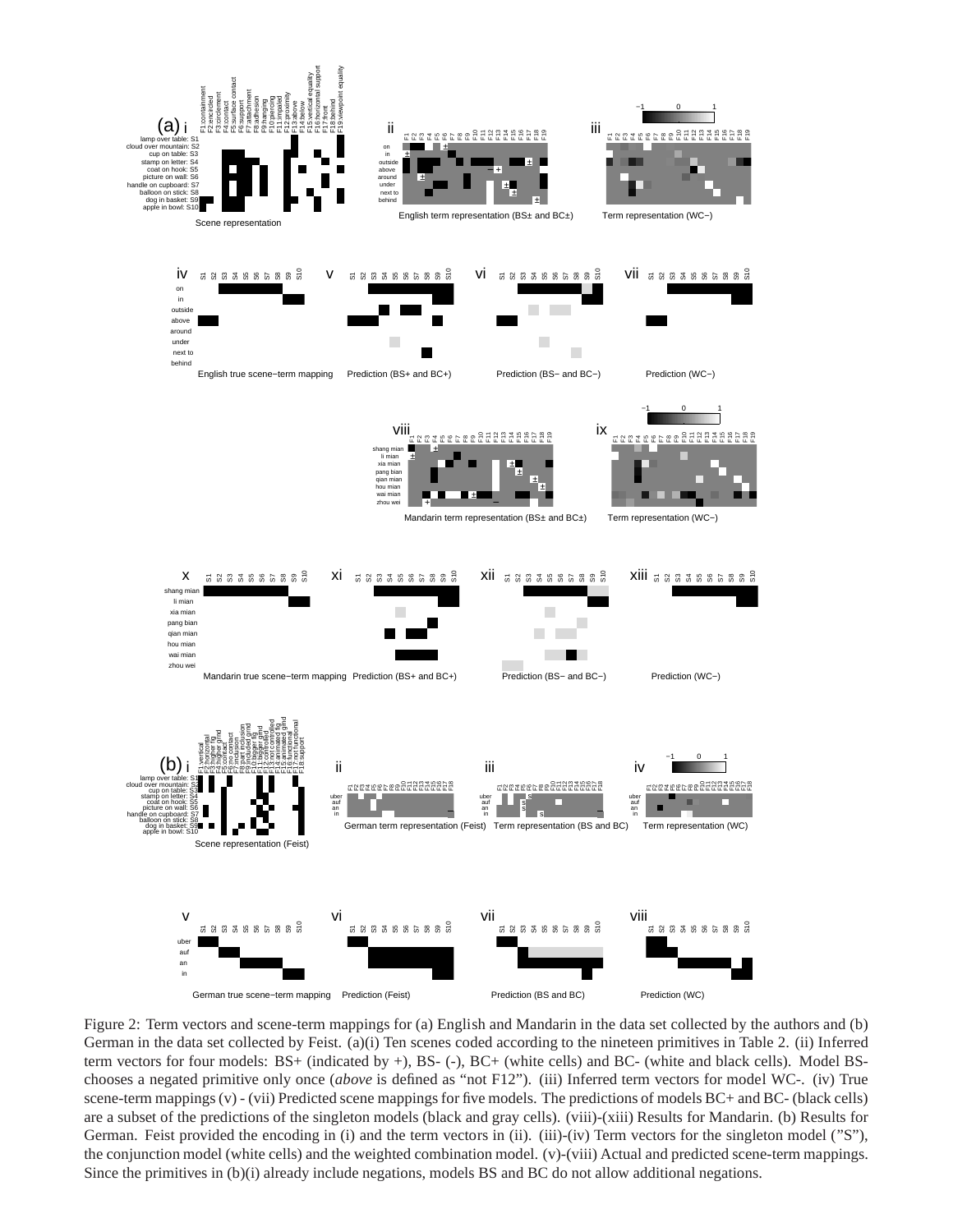(a) i

F1:containment
F2:encircled
F3:constraint
F4:contact
F5:surface contact
F6:support
F7:attachment
F8:adhesion
F9:hanging
F10:piercing
F11:impaled
F12:proximity
F13:above
F14:below
F15:vertical equality
F16:horizontal support
F17:front
F18:behind
F19:viewpoint equality

lamp over table: S1
cloud over mountain: S2
cup on table: S3
stamp on letter: S4
coat on hook: S5
picture on wall: S6
handle on cupboard: S7
balloon on stick: S8
dog in basket: S9
apple in bowl: S10

Scene representation

ii

F1 F2 F3 F4 F5 F6 F7 F8 F9 F10 F11 F12 F13 F14 F15 F16 F17 F18 F19

on
in
outside
above
around
under
next to
behind

English term representation (BS± and BC±)

iii

−1 0 1

F1 F2 F3 F4 F5 F6 F7 F8 F9 F10 F11 F12 F13 F14 F15 F16 F17 F18 F19

Term representation (WC−)

iv

S1 S2 S3 S4 S5 S6 S7 S8 S9 S10

on
in
outside
above
around
under
next to
behind

English true scene−term mapping

v

S1 S2 S3 S4 S5 S6 S7 S8 S9 S10

Prediction (BS+ and BC+)

vi

S1 S2 S3 S4 S5 S6 S7 S8 S9 S10

Prediction (BS− and BC−)

vii

S1 S2 S3 S4 S5 S6 S7 S8 S9 S10

Prediction (WC−)

viii

F1 F2 F3 F4 F5 F6 F7 F8 F9 F10 F11 F12 F13 F14 F15 F16 F17 F18 F19

shang mian
li mian
xia mian
pang bian
qian mian
hou mian
wai mian
zhou wei

Mandarin term representation (BS± and BC±)

ix

−1 0 1

F1 F2 F3 F4 F5 F6 F7 F8 F9 F10 F11 F12 F13 F14 F15 F16 F17 F18 F19

Term representation (WC−)

x

S1 S2 S3 S4 S5 S6 S7 S8 S9 S10

shang mian
li mian
xia mian
pang bian
qian mian
hou mian
wai mian
zhou wei

Mandarin true scene−term mapping

xi

S1 S2 S3 S4 S5 S6 S7 S8 S9 S10

Prediction (BS+ and BC+)

xii

S1 S2 S3 S4 S5 S6 S7 S8 S9 S10

Prediction (BS− and BC−)

xiii

S1 S2 S3 S4 S5 S6 S7 S8 S9 S10

Prediction (WC−)

(b) i

F1:vertical
F2:horizontal
F3:higher fig
F4:higher gmd
F5:contact
F6:no contact
F7:inclusion
F8:part inclusion
F9:included gmd
F10:bigger gmd
F11:bigger fig
F12:controlled
F13:not controlled
F14:animated fig
F15:animated gmd
F16:functional
F17:not functional
F18:support

lamp over table: S1
cloud over mountain: S2
cup on table: S3
stamp on letter: S4
coat on hook: S5
picture on wall: S6
handle on cupboard: S7
balloon on stick: S8
dog in basket: S9
apple in bowl: S10

Scene representation (Feist)

ii

F1 F2 F3 F4 F5 F6 F7 F8 F9 F10 F11 F12 F13 F14 F15 F16 F17 F18

uber
auf
an
in

German term representation (Feist)

iii

F1 F2 F3 F4 F5 F6 F7 F8 F9 F10 F11 F12 F13 F14 F15 F16 F17 F18

uber
auf
an
in

Term representation (BS and BC)

iv

−1 0 1

F1 F2 F3 F4 F5 F6 F7 F8 F9 F10 F11 F12 F13 F14 F15 F16 F17 F18

uber
auf
an
in

Term representation (WC)

v

S1 S2 S3 S4 S5 S6 S7 S8 S9 S10

uber
auf
an
in

German true scene−term mapping

vi

S1 S2 S3 S4 S5 S6 S7 S8 S9 S10

Prediction (Feist)

vii

S1 S2 S3 S4 S5 S6 S7 S8 S9 S10

Prediction (BS and BC)

viii

S1 S2 S3 S4 S5 S6 S7 S8 S9 S10

Prediction (WC)

Figure 2: Term vectors and scene-term mappings for (a) English and Mandarin in the data set collected by the authors and (b) German in the data set collected by Feist. (a)(i) Ten scenes coded according to the nineteen primitives in Table 2. (ii) Inferred term vectors for four models: BS+ (indicated by +), BS- (-), BC+ (white cells) and BC- (white and black cells). Model BS- chooses a negated primitive only once (*above* is defined as "not F12"). (iii) Inferred term vectors for model WC-. (iv) True scene-term mappings (v) - (vii) Predicted scene mappings for five models. The predictions of models BC+ and BC- (black cells) are a subset of the predictions of the singleton models (black and gray cells). (viii)-(xiii) Results for Mandarin. (b) Results for German. Feist provided the encoding in (i) and the term vectors in (ii). (iii)-(iv) Term vectors for the singleton model ("S"), the conjunction model (white cells) and the weighted combination model. (v)-(viii) Actual and predicted scene-term mappings. Since the primitives in (b)(i) already include negations, models BS and BC do not allow additional negations.